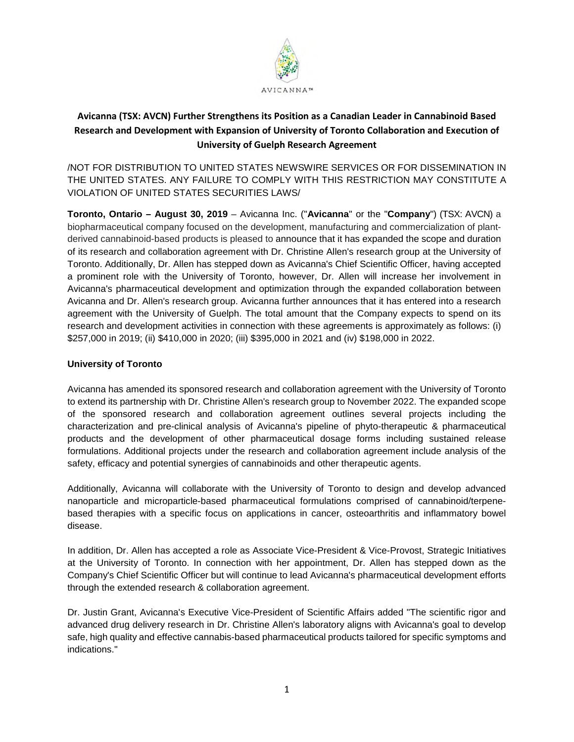# Avicanna (TSX: AVCN) Further Strengthens its Position as a Canadian Leader in Cannabinoid Based Research and Development with Expansion of University of Toronto Collaboration and Execution of University of Guelph Research Agreement

/NOT FOR DISTRIBUTION TO UNITED STATES NEWSWIRE SERVICES OR FOR DISSEMINATION IN THE UNITED STATES. ANY FAILURE TO COMPLY WITH THIS RESTRICTION MAY CONSTITUTE A VIOLATION OF UNITED STATES SECURITIES LAWS/

**Toronto, Ontario – August 30, 2019** – Avicanna Inc. ("**Avicanna**" or the "**Company**") (TSX: AVCN) a biopharmaceutical company focused on the development, manufacturing and commercialization of plant-derived cannabinoid-based products is pleased to announce that it has expanded the scope and duration of its research and collaboration agreement with Dr. Christine Allen's research group at the University of Toronto. Additionally, Dr. Allen has stepped down as Avicanna's Chief Scientific Officer, having accepted a prominent role with the University of Toronto, however, Dr. Allen will increase her involvement in Avicanna's pharmaceutical development and optimization through the expanded collaboration between Avicanna and Dr. Allen's research group. Avicanna further announces that it has entered into a research agreement with the University of Guelph. The total amount that the Company expects to spend on its research and development activities in connection with these agreements is approximately as follows: (i) $257,000 in 2019; (ii) $410,000 in 2020; (iii) $395,000 in 2021 and (iv) $198,000 in 2022.

## University of Toronto

Avicanna has amended its sponsored research and collaboration agreement with the University of Toronto to extend its partnership with Dr. Christine Allen's research group to November 2022. The expanded scope of the sponsored research and collaboration agreement outlines several projects including the characterization and pre-clinical analysis of Avicanna's pipeline of phyto-therapeutic & pharmaceutical products and the development of other pharmaceutical dosage forms including sustained release formulations. Additional projects under the research and collaboration agreement include analysis of the safety, efficacy and potential synergies of cannabinoids and other therapeutic agents.

Additionally, Avicanna will collaborate with the University of Toronto to design and develop advanced nanoparticle and microparticle-based pharmaceutical formulations comprised of cannabinoid/terpene-based therapies with a specific focus on applications in cancer, osteoarthritis and inflammatory bowel disease.

In addition, Dr. Allen has accepted a role as Associate Vice-President & Vice-Provost, Strategic Initiatives at the University of Toronto. In connection with her appointment, Dr. Allen has stepped down as the Company's Chief Scientific Officer but will continue to lead Avicanna's pharmaceutical development efforts through the extended research & collaboration agreement.

Dr. Justin Grant, Avicanna's Executive Vice-President of Scientific Affairs added "The scientific rigor and advanced drug delivery research in Dr. Christine Allen's laboratory aligns with Avicanna's goal to develop safe, high quality and effective cannabis-based pharmaceutical products tailored for specific symptoms and indications."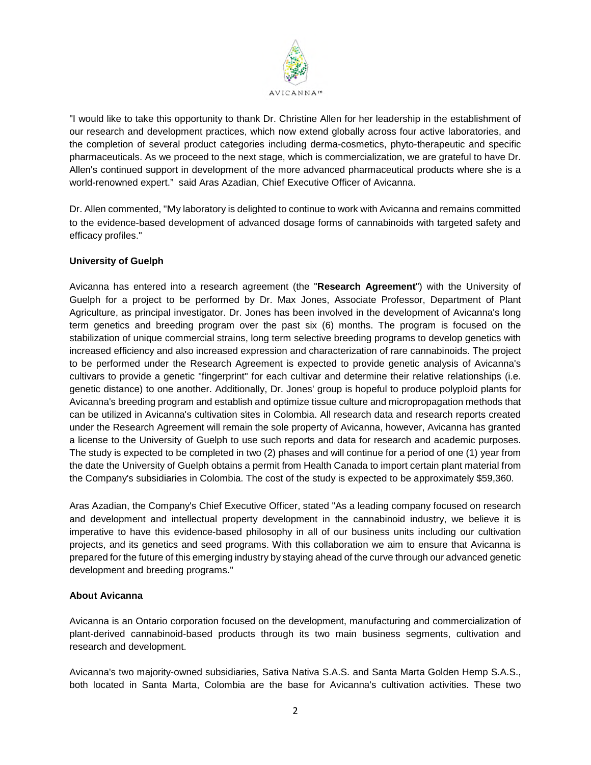"I would like to take this opportunity to thank Dr. Christine Allen for her leadership in the establishment of our research and development practices, which now extend globally across four active laboratories, and the completion of several product categories including derma-cosmetics, phyto-therapeutic and specific pharmaceuticals. As we proceed to the next stage, which is commercialization, we are grateful to have Dr. Allen's continued support in development of the more advanced pharmaceutical products where she is a world-renowned expert." said Aras Azadian, Chief Executive Officer of Avicanna.

Dr. Allen commented, "My laboratory is delighted to continue to work with Avicanna and remains committed to the evidence-based development of advanced dosage forms of cannabinoids with targeted safety and efficacy profiles."

**University of Guelph**

Avicanna has entered into a research agreement (the "**Research Agreement**") with the University of Guelph for a project to be performed by Dr. Max Jones, Associate Professor, Department of Plant Agriculture, as principal investigator. Dr. Jones has been involved in the development of Avicanna's long term genetics and breeding program over the past six (6) months. The program is focused on the stabilization of unique commercial strains, long term selective breeding programs to develop genetics with increased efficiency and also increased expression and characterization of rare cannabinoids. The project to be performed under the Research Agreement is expected to provide genetic analysis of Avicanna's cultivars to provide a genetic "fingerprint" for each cultivar and determine their relative relationships (i.e. genetic distance) to one another. Additionally, Dr. Jones' group is hopeful to produce polyploid plants for Avicanna's breeding program and establish and optimize tissue culture and micropropagation methods that can be utilized in Avicanna's cultivation sites in Colombia. All research data and research reports created under the Research Agreement will remain the sole property of Avicanna, however, Avicanna has granted a license to the University of Guelph to use such reports and data for research and academic purposes. The study is expected to be completed in two (2) phases and will continue for a period of one (1) year from the date the University of Guelph obtains a permit from Health Canada to import certain plant material from the Company's subsidiaries in Colombia. The cost of the study is expected to be approximately $59,360.

Aras Azadian, the Company's Chief Executive Officer, stated "As a leading company focused on research and development and intellectual property development in the cannabinoid industry, we believe it is imperative to have this evidence-based philosophy in all of our business units including our cultivation projects, and its genetics and seed programs. With this collaboration we aim to ensure that Avicanna is prepared for the future of this emerging industry by staying ahead of the curve through our advanced genetic development and breeding programs."

**About Avicanna**

Avicanna is an Ontario corporation focused on the development, manufacturing and commercialization of plant-derived cannabinoid-based products through its two main business segments, cultivation and research and development.

Avicanna's two majority-owned subsidiaries, Sativa Nativa S.A.S. and Santa Marta Golden Hemp S.A.S., both located in Santa Marta, Colombia are the base for Avicanna's cultivation activities. These two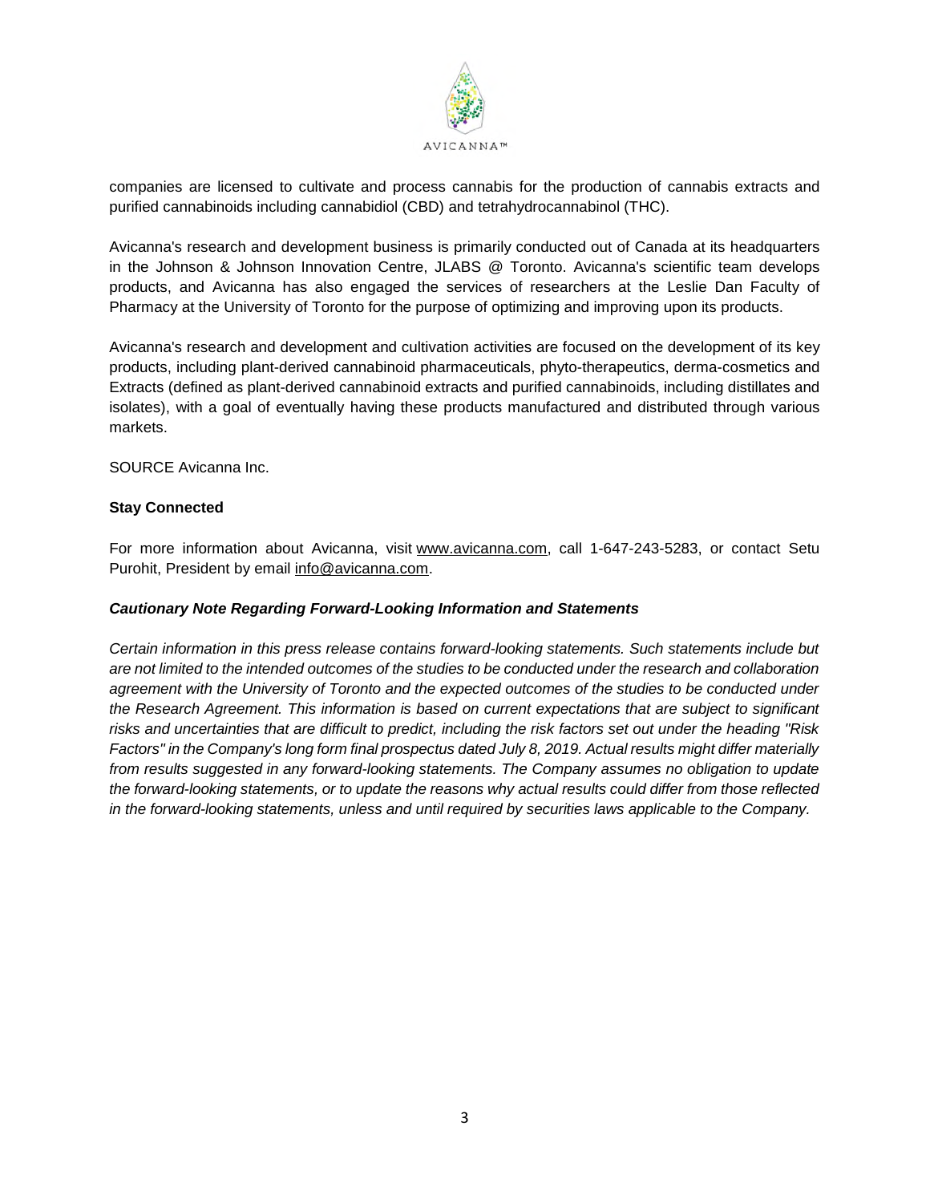companies are licensed to cultivate and process cannabis for the production of cannabis extracts and purified cannabinoids including cannabidiol (CBD) and tetrahydrocannabinol (THC).

Avicanna's research and development business is primarily conducted out of Canada at its headquarters in the Johnson & Johnson Innovation Centre, JLABS @ Toronto. Avicanna's scientific team develops products, and Avicanna has also engaged the services of researchers at the Leslie Dan Faculty of Pharmacy at the University of Toronto for the purpose of optimizing and improving upon its products.

Avicanna's research and development and cultivation activities are focused on the development of its key products, including plant-derived cannabinoid pharmaceuticals, phyto-therapeutics, derma-cosmetics and Extracts (defined as plant-derived cannabinoid extracts and purified cannabinoids, including distillates and isolates), with a goal of eventually having these products manufactured and distributed through various markets.

SOURCE Avicanna Inc.

**Stay Connected**

For more information about Avicanna, visit www.avicanna.com, call 1-647-243-5283, or contact Setu Purohit, President by email info@avicanna.com.

***Cautionary Note Regarding Forward-Looking Information and Statements***

*Certain information in this press release contains forward-looking statements. Such statements include but are not limited to the intended outcomes of the studies to be conducted under the research and collaboration agreement with the University of Toronto and the expected outcomes of the studies to be conducted under the Research Agreement. This information is based on current expectations that are subject to significant risks and uncertainties that are difficult to predict, including the risk factors set out under the heading "Risk Factors" in the Company's long form final prospectus dated July 8, 2019. Actual results might differ materially from results suggested in any forward-looking statements. The Company assumes no obligation to update the forward-looking statements, or to update the reasons why actual results could differ from those reflected in the forward-looking statements, unless and until required by securities laws applicable to the Company.*